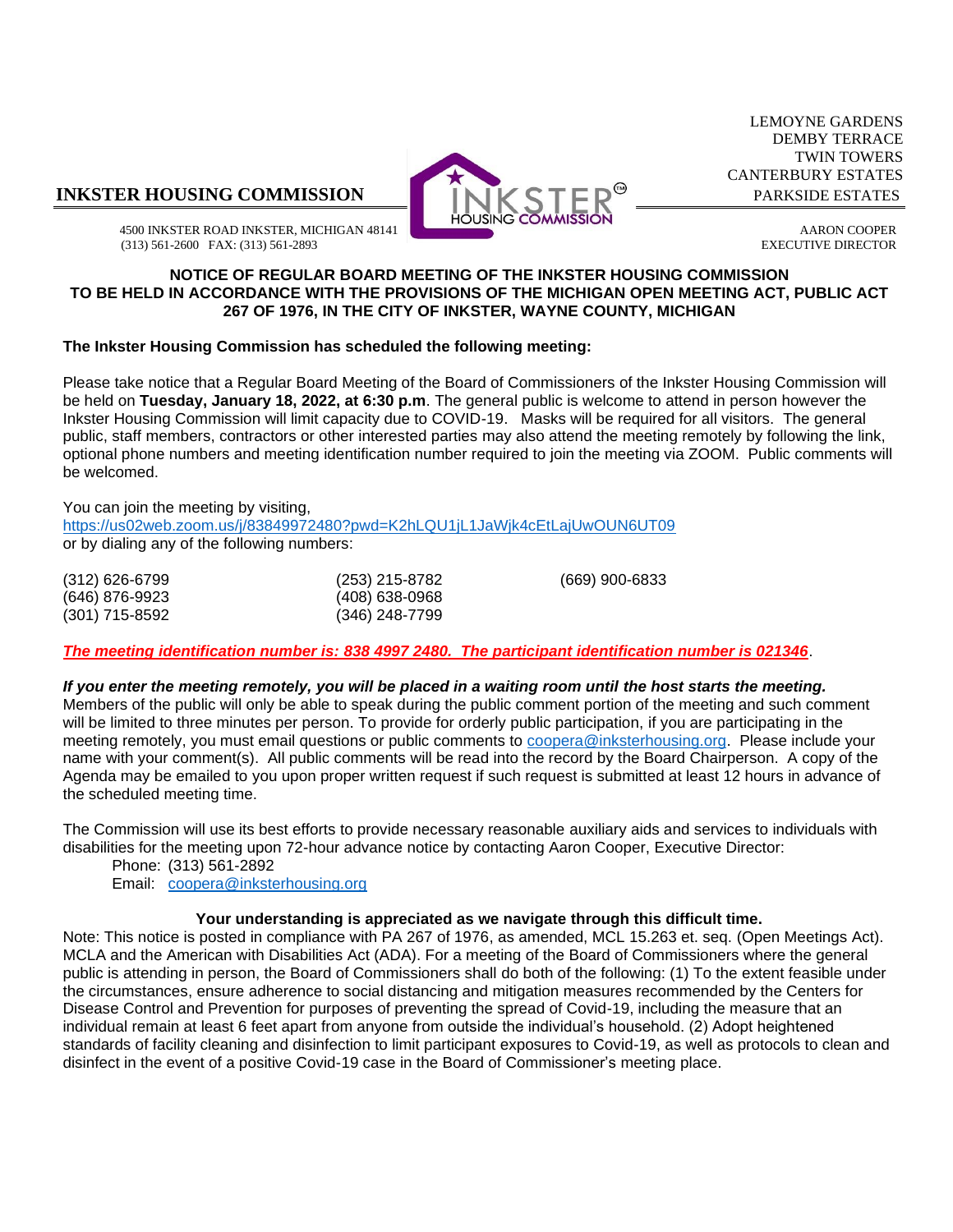**INKSTER HOUSING COMMISSION**

4500 INKSTER ROAD INKSTER, MICHIGAN 48141
(313) 561-2600 FAX: (313) 561-2893

LEMOYNE GARDENS
DEMBY TERRACE
TWIN TOWERS
CANTERBURY ESTATES
PARKSIDE ESTATES

AARON COOPER
EXECUTIVE DIRECTOR

**NOTICE OF REGULAR BOARD MEETING OF THE INKSTER HOUSING COMMISSION TO BE HELD IN ACCORDANCE WITH THE PROVISIONS OF THE MICHIGAN OPEN MEETING ACT, PUBLIC ACT 267 OF 1976, IN THE CITY OF INKSTER, WAYNE COUNTY, MICHIGAN**

**The Inkster Housing Commission has scheduled the following meeting:**

Please take notice that a Regular Board Meeting of the Board of Commissioners of the Inkster Housing Commission will be held on **Tuesday, January 18, 2022, at 6:30 p.m**. The general public is welcome to attend in person however the Inkster Housing Commission will limit capacity due to COVID-19. Masks will be required for all visitors. The general public, staff members, contractors or other interested parties may also attend the meeting remotely by following the link, optional phone numbers and meeting identification number required to join the meeting via ZOOM. Public comments will be welcomed.

You can join the meeting by visiting,
https://us02web.zoom.us/j/83849972480?pwd=K2hLQU1jL1JaWjk4cEtLajUwOUN6UT09
or by dialing any of the following numbers:

| | | |
|---|---|---|
| (312) 626-6799 | (253) 215-8782 | (669) 900-6833 |
| (646) 876-9923 | (408) 638-0968 | |
| (301) 715-8592 | (346) 248-7799 | |

***The meeting identification number is: 838 4997 2480. The participant identification number is 021346***.

***If you enter the meeting remotely, you will be placed in a waiting room until the host starts the meeting.*** Members of the public will only be able to speak during the public comment portion of the meeting and such comment will be limited to three minutes per person. To provide for orderly public participation, if you are participating in the meeting remotely, you must email questions or public comments to coopera@inksterhousing.org. Please include your name with your comment(s). All public comments will be read into the record by the Board Chairperson. A copy of the Agenda may be emailed to you upon proper written request if such request is submitted at least 12 hours in advance of the scheduled meeting time.

The Commission will use its best efforts to provide necessary reasonable auxiliary aids and services to individuals with disabilities for the meeting upon 72-hour advance notice by contacting Aaron Cooper, Executive Director:

Phone: (313) 561-2892
Email: coopera@inksterhousing.org

**Your understanding is appreciated as we navigate through this difficult time.**

Note: This notice is posted in compliance with PA 267 of 1976, as amended, MCL 15.263 et. seq. (Open Meetings Act). MCLA and the American with Disabilities Act (ADA). For a meeting of the Board of Commissioners where the general public is attending in person, the Board of Commissioners shall do both of the following: (1) To the extent feasible under the circumstances, ensure adherence to social distancing and mitigation measures recommended by the Centers for Disease Control and Prevention for purposes of preventing the spread of Covid-19, including the measure that an individual remain at least 6 feet apart from anyone from outside the individual's household. (2) Adopt heightened standards of facility cleaning and disinfection to limit participant exposures to Covid-19, as well as protocols to clean and disinfect in the event of a positive Covid-19 case in the Board of Commissioner's meeting place.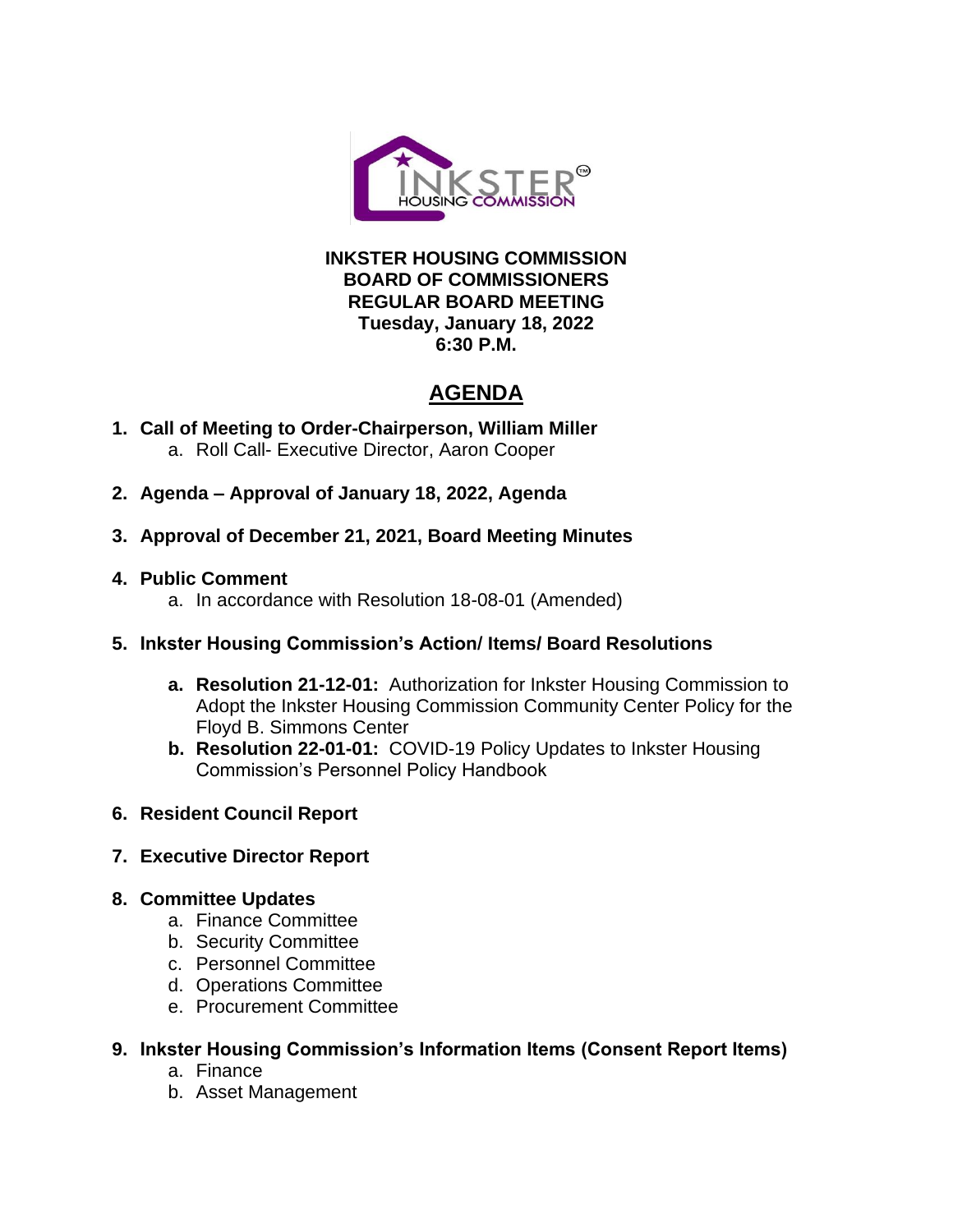**INKSTER HOUSING COMMISSION**
**BOARD OF COMMISSIONERS**
**REGULAR BOARD MEETING**
**Tuesday, January 18, 2022**
**6:30 P.M.**

# AGENDA

1. **Call of Meeting to Order-Chairperson, William Miller**
   a. Roll Call- Executive Director, Aaron Cooper

2. **Agenda – Approval of January 18, 2022, Agenda**

3. **Approval of December 21, 2021, Board Meeting Minutes**

4. **Public Comment**
   a. In accordance with Resolution 18-08-01 (Amended)

5. **Inkster Housing Commission's Action/ Items/ Board Resolutions**

   a. **Resolution 21-12-01:** Authorization for Inkster Housing Commission to Adopt the Inkster Housing Commission Community Center Policy for the Floyd B. Simmons Center

   b. **Resolution 22-01-01:** COVID-19 Policy Updates to Inkster Housing Commission's Personnel Policy Handbook

6. **Resident Council Report**

7. **Executive Director Report**

8. **Committee Updates**
   a. Finance Committee
   b. Security Committee
   c. Personnel Committee
   d. Operations Committee
   e. Procurement Committee

9. **Inkster Housing Commission's Information Items (Consent Report Items)**
   a. Finance
   b. Asset Management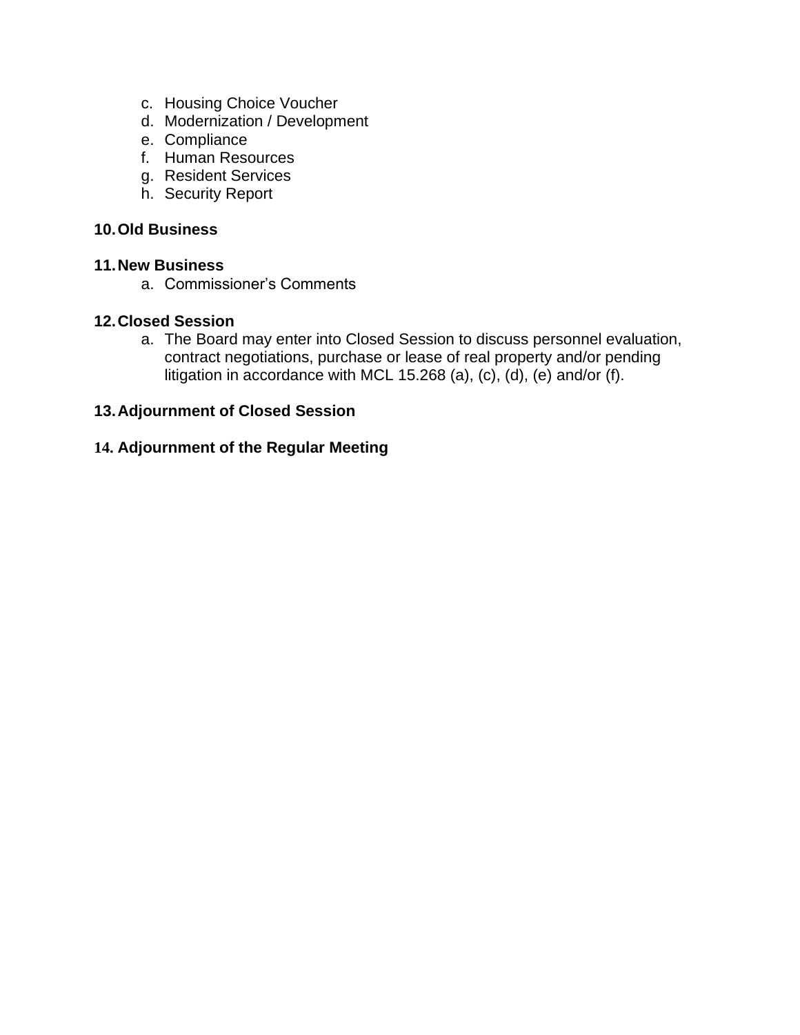c. Housing Choice Voucher
   d. Modernization / Development
   e. Compliance
   f. Human Resources
   g. Resident Services
   h. Security Report

**10. Old Business**

**11. New Business**

   a. Commissioner's Comments

**12. Closed Session**

   a. The Board may enter into Closed Session to discuss personnel evaluation, contract negotiations, purchase or lease of real property and/or pending litigation in accordance with MCL 15.268 (a), (c), (d), (e) and/or (f).

**13. Adjournment of Closed Session**

**14. Adjournment of the Regular Meeting**